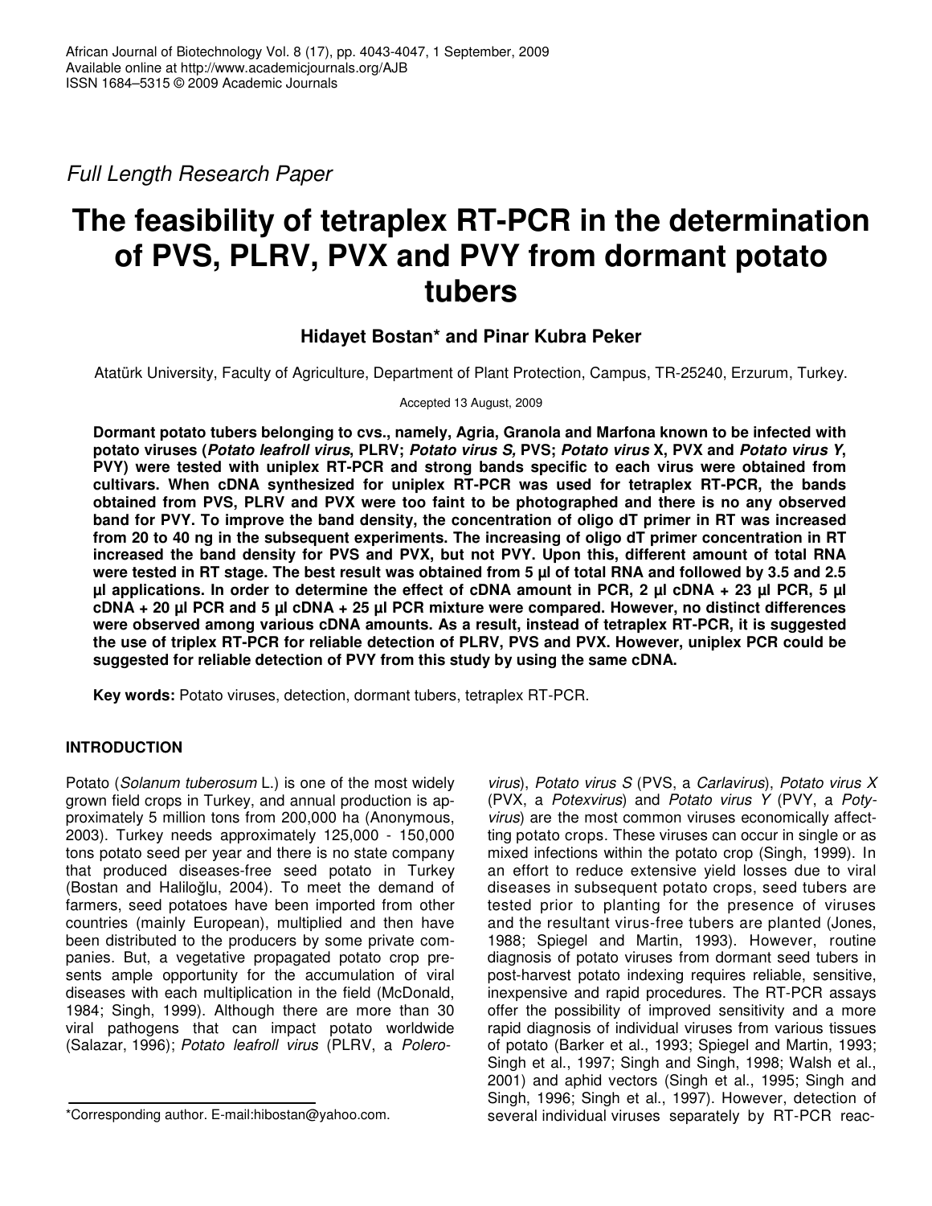*Full Length Research Paper*

# The feasibility of tetraplex RT-PCR in the determination of PVS, PLRV, PVX and PVY from dormant potato tubers

**Hidayet Bostan\* and Pinar Kubra Peker**

Atatürk University, Faculty of Agriculture, Department of Plant Protection, Campus, TR-25240, Erzurum, Turkey.

Accepted 13 August, 2009

**Dormant potato tubers belonging to cvs., namely, Agria, Granola and Marfona known to be infected with potato viruses (*Potato leafroll virus*, PLRV; *Potato virus S,* PVS; *Potato virus* X, PVX and *Potato virus Y*, PVY) were tested with uniplex RT-PCR and strong bands specific to each virus were obtained from cultivars. When cDNA synthesized for uniplex RT-PCR was used for tetraplex RT-PCR, the bands obtained from PVS, PLRV and PVX were too faint to be photographed and there is no any observed band for PVY. To improve the band density, the concentration of oligo dT primer in RT was increased from 20 to 40 ng in the subsequent experiments. The increasing of oligo dT primer concentration in RT increased the band density for PVS and PVX, but not PVY. Upon this, different amount of total RNA were tested in RT stage. The best result was obtained from 5 µl of total RNA and followed by 3.5 and 2.5 µl applications. In order to determine the effect of cDNA amount in PCR, 2 µl cDNA + 23 µl PCR, 5 µl cDNA + 20 µl PCR and 5 µl cDNA + 25 µl PCR mixture were compared. However, no distinct differences were observed among various cDNA amounts. As a result, instead of tetraplex RT-PCR, it is suggested the use of triplex RT-PCR for reliable detection of PLRV, PVS and PVX. However, uniplex PCR could be suggested for reliable detection of PVY from this study by using the same cDNA.**

**Key words:** Potato viruses, detection, dormant tubers, tetraplex RT-PCR.

## INTRODUCTION

Potato (*Solanum tuberosum* L.) is one of the most widely grown field crops in Turkey, and annual production is approximately 5 million tons from 200,000 ha (Anonymous, 2003). Turkey needs approximately 125,000 - 150,000 tons potato seed per year and there is no state company that produced diseases-free seed potato in Turkey (Bostan and Haliloğlu, 2004). To meet the demand of farmers, seed potatoes have been imported from other countries (mainly European), multiplied and then have been distributed to the producers by some private companies. But, a vegetative propagated potato crop presents ample opportunity for the accumulation of viral diseases with each multiplication in the field (McDonald, 1984; Singh, 1999). Although there are more than 30 viral pathogens that can impact potato worldwide (Salazar, 1996); *Potato leafroll virus* (PLRV, a *Polerovirus*), *Potato virus S* (PVS, a *Carlavirus*), *Potato virus X* (PVX, a *Potexvirus*) and *Potato virus Y* (PVY, a *Potyvirus*) are the most common viruses economically affecting potato crops. These viruses can occur in single or as mixed infections within the potato crop (Singh, 1999). In an effort to reduce extensive yield losses due to viral diseases in subsequent potato crops, seed tubers are tested prior to planting for the presence of viruses and the resultant virus-free tubers are planted (Jones, 1988; Spiegel and Martin, 1993). However, routine diagnosis of potato viruses from dormant seed tubers in post-harvest potato indexing requires reliable, sensitive, inexpensive and rapid procedures. The RT-PCR assays offer the possibility of improved sensitivity and a more rapid diagnosis of individual viruses from various tissues of potato (Barker et al., 1993; Spiegel and Martin, 1993; Singh et al., 1997; Singh and Singh, 1998; Walsh et al., 2001) and aphid vectors (Singh et al., 1995; Singh and Singh, 1996; Singh et al., 1997). However, detection of several individual viruses separately by RT-PCR reac-

\*Corresponding author. E-mail:hibostan@yahoo.com.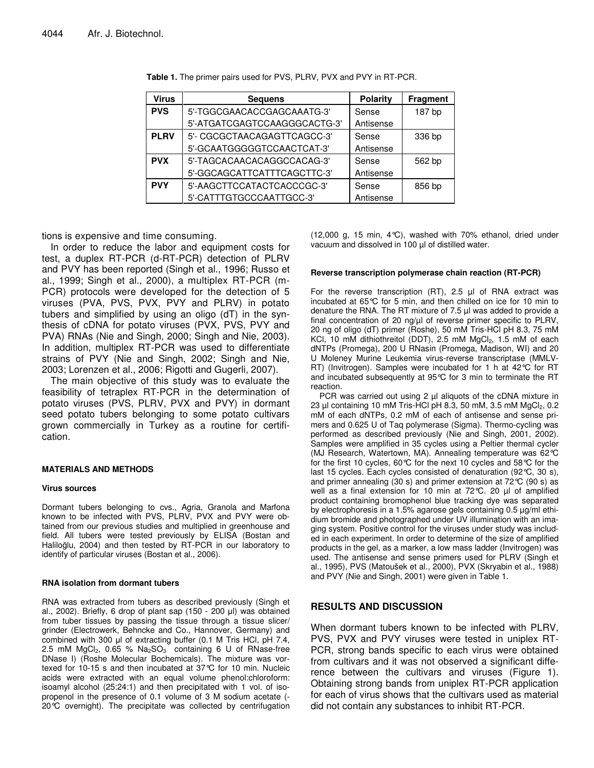**Table 1.** The primer pairs used for PVS, PLRV, PVX and PVY in RT-PCR.

| Virus | Sequens | Polarity | Fragment |
|---|---|---|---|
| **PVS** | 5'-TGGCGAACACCGAGCAAATG-3' | Sense | 187 bp |
| | 5'-ATGATCGAGTCCAAGGGCACTG-3' | Antisense | |
| **PLRV** | 5'- CGCGCTAACAGAGTTCAGCC-3' | Sense | 336 bp |
| | 5'-GCAATGGGGGTCCAACTCAT-3' | Antisense | |
| **PVX** | 5'-TAGCACAACACAGGCCACAG-3' | Sense | 562 bp |
| | 5'-GGCAGCATTCATTTCAGCTTC-3' | Antisense | |
| **PVY** | 5'-AAGCTTCCATACTCACCCGC-3' | Sense | 856 bp |
| | 5'-CATTTGTGCCCAATTGCC-3' | Antisense | |

tions is expensive and time consuming.

In order to reduce the labor and equipment costs for test, a duplex RT-PCR (d-RT-PCR) detection of PLRV and PVY has been reported (Singh et al., 1996; Russo et al., 1999; Singh et al., 2000), a multiplex RT-PCR (m-PCR) protocols were developed for the detection of 5 viruses (PVA, PVS, PVX, PVY and PLRV) in potato tubers and simplified by using an oligo (dT) in the synthesis of cDNA for potato viruses (PVX, PVS, PVY and PVA) RNAs (Nie and Singh, 2000; Singh and Nie, 2003). In addition, multiplex RT-PCR was used to differentiate strains of PVY (Nie and Singh, 2002; Singh and Nie, 2003; Lorenzen et al., 2006; Rigotti and Gugerli, 2007).

The main objective of this study was to evaluate the feasibility of tetraplex RT-PCR in the determination of potato viruses (PVS, PLRV, PVX and PVY) in dormant seed potato tubers belonging to some potato cultivars grown commercially in Turkey as a routine for certification.

## MATERIALS AND METHODS

### Virus sources

Dormant tubers belonging to cvs., Agria, Granola and Marfona known to be infected with PVS, PLRV, PVX and PVY were obtained from our previous studies and multiplied in greenhouse and field. All tubers were tested previously by ELISA (Bostan and Haliloğlu, 2004) and then tested by RT-PCR in our laboratory to identify of particular viruses (Bostan et al., 2006).

### RNA isolation from dormant tubers

RNA was extracted from tubers as described previously (Singh et al., 2002). Briefly, 6 drop of plant sap (150 - 200 µl) was obtained from tuber tissues by passing the tissue through a tissue slicer/grinder (Electrowerk, Behncke and Co., Hannover, Germany) and combined with 300 µl of extracting buffer (0.1 M Tris HCl, pH 7.4, 2.5 mM $MgCl_2$, 0.65 % $Na_2SO_3$ containing 6 U of RNase-free DNase I) (Roshe Molecular Bochemicals). The mixture was vortexed for 10-15 s and then incubated at 37°C for 10 min. Nucleic acids were extracted with an equal volume phenol:chloroform: isoamyl alcohol (25:24:1) and then precipitated with 1 vol. of isopropenol in the presence of 0.1 volume of 3 M sodium acetate (-20°C overnight). The precipitate was collected by centrifugation (12,000 g, 15 min, 4°C), washed with 70% ethanol, dried under vacuum and dissolved in 100 µl of distilled water.

### Reverse transcription polymerase chain reaction (RT-PCR)

For the reverse transcription (RT), 2.5 µl of RNA extract was incubated at 65°C for 5 min, and then chilled on ice for 10 min to denature the RNA. The RT mixture of 7.5 µl was added to provide a final concentration of 20 ng/µl of reverse primer specific to PLRV, 20 ng of oligo (dT) primer (Roshe), 50 mM Tris-HCl pH 8.3, 75 mM KCl, 10 mM dithiothreitol (DDT), 2.5 mM $MgCl_2$, 1.5 mM of each dNTPs (Promega), 200 U RNasin (Promega, Madison, WI) and 20 U Moleney Murine Leukemia virus-reverse transcriptase (MMLV-RT) (Invitrogen). Samples were incubated for 1 h at 42°C for RT and incubated subsequently at 95°C for 3 min to terminate the RT reaction.

PCR was carried out using 2 µl aliquots of the cDNA mixture in 23 µl containing 10 mM Tris-HCl pH 8.3, 50 mM, 3.5 mM $MgCl_2$, 0.2 mM of each dNTPs, 0.2 mM of each of antisense and sense primers and 0.625 U of Taq polymerase (Sigma). Thermo-cycling was performed as described previously (Nie and Singh, 2001, 2002). Samples were amplified in 35 cycles using a Peltier thermal cycler (MJ Research, Watertown, MA). Annealing temperature was 62°C for the first 10 cycles, 60°C for the next 10 cycles and 58°C for the last 15 cycles. Each cycles consisted of denaturation (92°C, 30 s), and primer annealing (30 s) and primer extension at 72°C (90 s) as well as a final extension for 10 min at 72°C. 20 µl of amplified product containing bromophenol blue tracking dye was separated by electrophoresis in a 1.5% agarose gels containing 0.5 µg/ml ethidium bromide and photographed under UV illumination with an imaging system. Positive control for the viruses under study was included in each experiment. In order to determine of the size of amplified products in the gel, as a marker, a low mass ladder (Invitrogen) was used. The antisense and sense primers used for PLRV (Singh et al., 1995), PVS (Matoušek et al., 2000), PVX (Skryabin et al., 1988) and PVY (Nie and Singh, 2001) were given in Table 1.

## RESULTS AND DISCUSSION

When dormant tubers known to be infected with PLRV, PVS, PVX and PVY viruses were tested in uniplex RT-PCR, strong bands specific to each virus were obtained from cultivars and it was not observed a significant difference between the cultivars and viruses (Figure 1). Obtaining strong bands from uniplex RT-PCR application for each of virus shows that the cultivars used as material did not contain any substances to inhibit RT-PCR.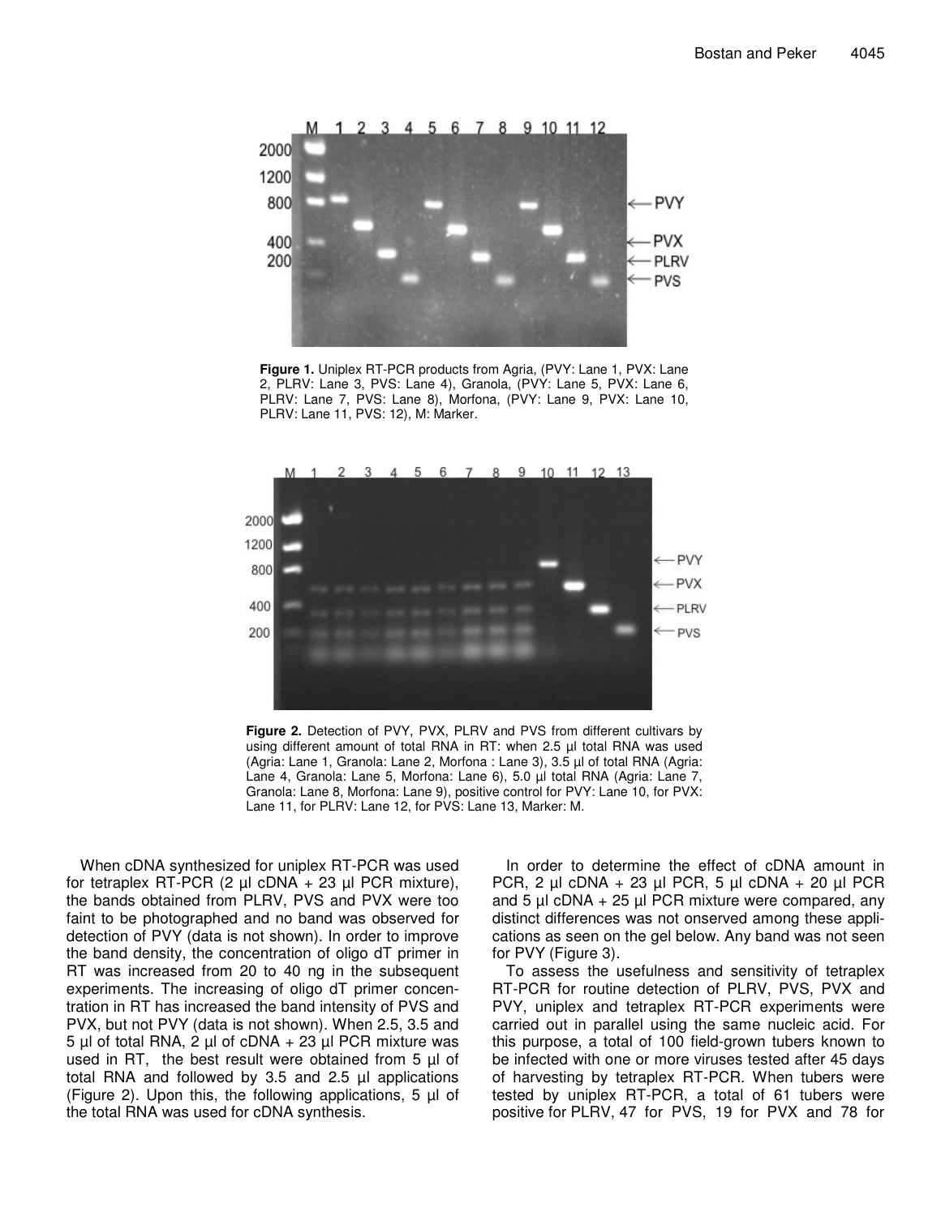**Figure 1.** Uniplex RT-PCR products from Agria, (PVY: Lane 1, PVX: Lane 2, PLRV: Lane 3, PVS: Lane 4), Granola, (PVY: Lane 5, PVX: Lane 6, PLRV: Lane 7, PVS: Lane 8), Morfona, (PVY: Lane 9, PVX: Lane 10, PLRV: Lane 11, PVS: 12), M: Marker.

**Figure 2.** Detection of PVY, PVX, PLRV and PVS from different cultivars by using different amount of total RNA in RT: when 2.5 µl total RNA was used (Agria: Lane 1, Granola: Lane 2, Morfona : Lane 3), 3.5 µl of total RNA (Agria: Lane 4, Granola: Lane 5, Morfona: Lane 6), 5.0 µl total RNA (Agria: Lane 7, Granola: Lane 8, Morfona: Lane 9), positive control for PVY: Lane 10, for PVX: Lane 11, for PLRV: Lane 12, for PVS: Lane 13, Marker: M.

When cDNA synthesized for uniplex RT-PCR was used for tetraplex RT-PCR (2 µl cDNA + 23 µl PCR mixture), the bands obtained from PLRV, PVS and PVX were too faint to be photographed and no band was observed for detection of PVY (data is not shown). In order to improve the band density, the concentration of oligo dT primer in RT was increased from 20 to 40 ng in the subsequent experiments. The increasing of oligo dT primer concentration in RT has increased the band intensity of PVS and PVX, but not PVY (data is not shown). When 2.5, 3.5 and 5 µl of total RNA, 2 µl of cDNA + 23 µl PCR mixture was used in RT, the best result were obtained from 5 µl of total RNA and followed by 3.5 and 2.5 µl applications (Figure 2). Upon this, the following applications, 5 µl of the total RNA was used for cDNA synthesis.

In order to determine the effect of cDNA amount in PCR, 2 µl cDNA + 23 µl PCR, 5 µl cDNA + 20 µl PCR and 5 µl cDNA + 25 µl PCR mixture were compared, any distinct differences was not onserved among these applications as seen on the gel below. Any band was not seen for PVY (Figure 3).

To assess the usefulness and sensitivity of tetraplex RT-PCR for routine detection of PLRV, PVS, PVX and PVY, uniplex and tetraplex RT-PCR experiments were carried out in parallel using the same nucleic acid. For this purpose, a total of 100 field-grown tubers known to be infected with one or more viruses tested after 45 days of harvesting by tetraplex RT-PCR. When tubers were tested by uniplex RT-PCR, a total of 61 tubers were positive for PLRV, 47 for PVS, 19 for PVX and 78 for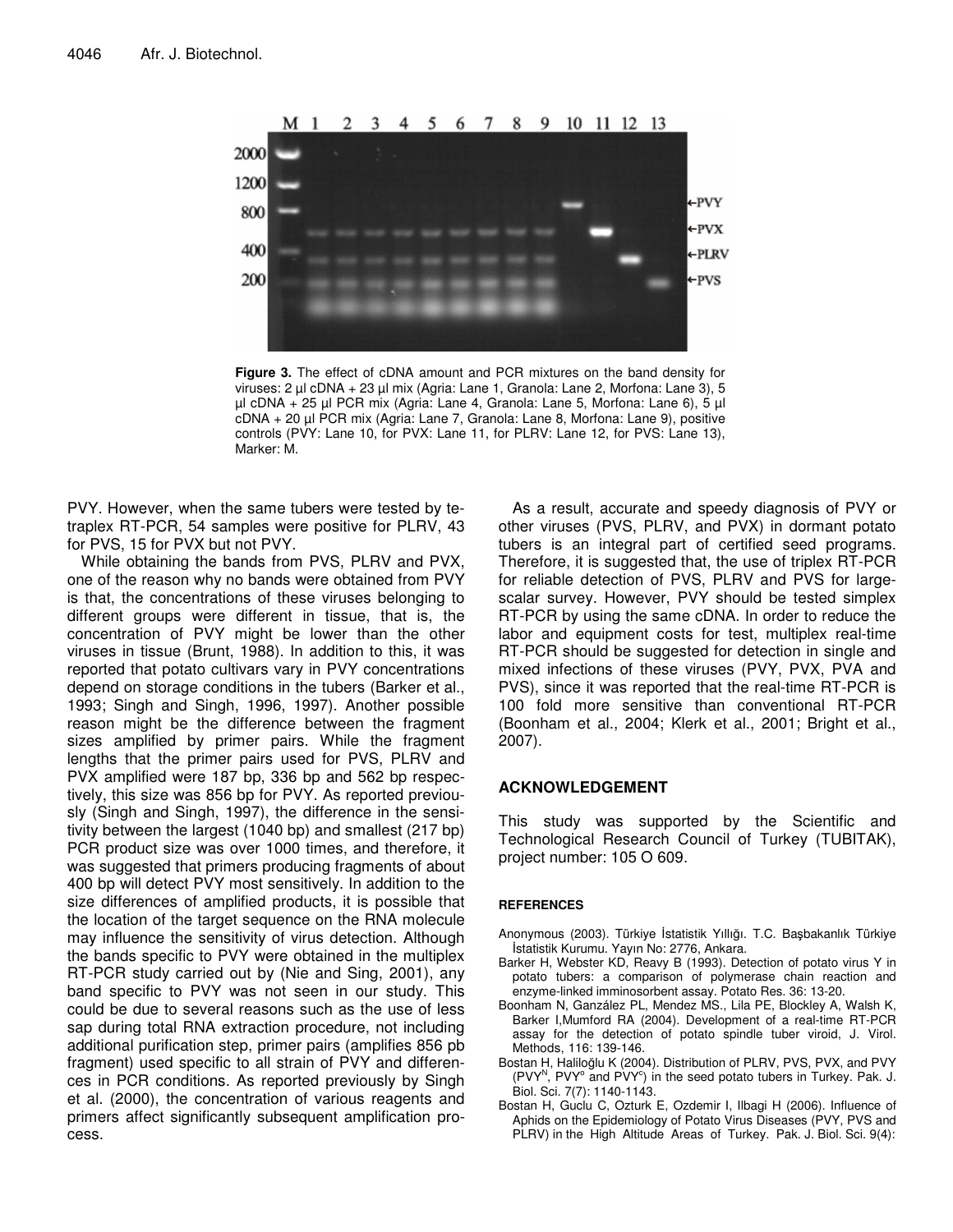**Figure 3.** The effect of cDNA amount and PCR mixtures on the band density for viruses: 2 µl cDNA + 23 µl mix (Agria: Lane 1, Granola: Lane 2, Morfona: Lane 3), 5 µl cDNA + 25 µl PCR mix (Agria: Lane 4, Granola: Lane 5, Morfona: Lane 6), 5 µl cDNA + 20 µl PCR mix (Agria: Lane 7, Granola: Lane 8, Morfona: Lane 9), positive controls (PVY: Lane 10, for PVX: Lane 11, for PLRV: Lane 12, for PVS: Lane 13), Marker: M.

PVY. However, when the same tubers were tested by tetraplex RT-PCR, 54 samples were positive for PLRV, 43 for PVS, 15 for PVX but not PVY.

While obtaining the bands from PVS, PLRV and PVX, one of the reason why no bands were obtained from PVY is that, the concentrations of these viruses belonging to different groups were different in tissue, that is, the concentration of PVY might be lower than the other viruses in tissue (Brunt, 1988). In addition to this, it was reported that potato cultivars vary in PVY concentrations depend on storage conditions in the tubers (Barker et al., 1993; Singh and Singh, 1996, 1997). Another possible reason might be the difference between the fragment sizes amplified by primer pairs. While the fragment lengths that the primer pairs used for PVS, PLRV and PVX amplified were 187 bp, 336 bp and 562 bp respectively, this size was 856 bp for PVY. As reported previously (Singh and Singh, 1997), the difference in the sensitivity between the largest (1040 bp) and smallest (217 bp) PCR product size was over 1000 times, and therefore, it was suggested that primers producing fragments of about 400 bp will detect PVY most sensitively. In addition to the size differences of amplified products, it is possible that the location of the target sequence on the RNA molecule may influence the sensitivity of virus detection. Although the bands specific to PVY were obtained in the multiplex RT-PCR study carried out by (Nie and Sing, 2001), any band specific to PVY was not seen in our study. This could be due to several reasons such as the use of less sap during total RNA extraction procedure, not including additional purification step, primer pairs (amplifies 856 pb fragment) used specific to all strain of PVY and differences in PCR conditions. As reported previously by Singh et al. (2000), the concentration of various reagents and primers affect significantly subsequent amplification process.

As a result, accurate and speedy diagnosis of PVY or other viruses (PVS, PLRV, and PVX) in dormant potato tubers is an integral part of certified seed programs. Therefore, it is suggested that, the use of triplex RT-PCR for reliable detection of PVS, PLRV and PVS for large-scalar survey. However, PVY should be tested simplex RT-PCR by using the same cDNA. In order to reduce the labor and equipment costs for test, multiplex real-time RT-PCR should be suggested for detection in single and mixed infections of these viruses (PVY, PVX, PVA and PVS), since it was reported that the real-time RT-PCR is 100 fold more sensitive than conventional RT-PCR (Boonham et al., 2004; Klerk et al., 2001; Bright et al., 2007).

## ACKNOWLEDGEMENT

This study was supported by the Scientific and Technological Research Council of Turkey (TUBITAK), project number: 105 O 609.

### REFERENCES

Anonymous (2003). Türkiye İstatistik Yıllığı. T.C. Başbakanlık Türkiye İstatistik Kurumu. Yayın No: 2776, Ankara.

Barker H, Webster KD, Reavy B (1993). Detection of potato virus Y in potato tubers: a comparison of polymerase chain reaction and enzyme-linked imminosorbent assay. Potato Res. 36: 13-20.

Boonham N, Ganzález PL, Mendez MS., Lila PE, Blockley A, Walsh K, Barker I,Mumford RA (2004). Development of a real-time RT-PCR assay for the detection of potato spindle tuber viroid, J. Virol. Methods, 116: 139-146.

Bostan H, Haliloğlu K (2004). Distribution of PLRV, PVS, PVX, and PVY ($PVY^N$, $PVY^o$ and $PVY^c$) in the seed potato tubers in Turkey. Pak. J. Biol. Sci. 7(7): 1140-1143.

Bostan H, Guclu C, Ozturk E, Ozdemir I, Ilbagi H (2006). Influence of Aphids on the Epidemiology of Potato Virus Diseases (PVY, PVS and PLRV) in the High Altitude Areas of Turkey. Pak. J. Biol. Sci. 9(4):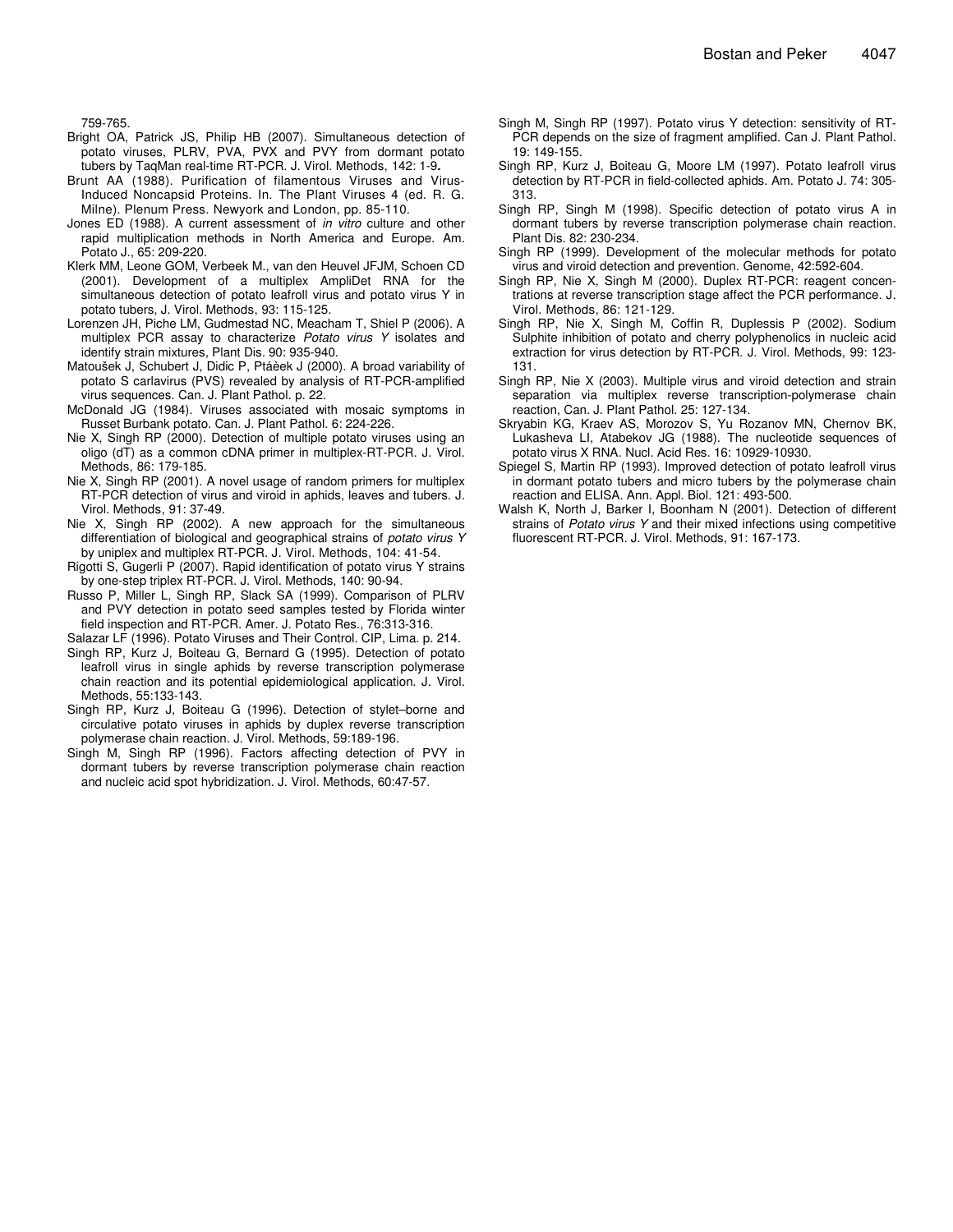759-765.

Bright OA, Patrick JS, Philip HB (2007). Simultaneous detection of potato viruses, PLRV, PVA, PVX and PVY from dormant potato tubers by TaqMan real-time RT-PCR. J. Virol. Methods, 142: 1-9**.**

Brunt AA (1988). Purification of filamentous Viruses and Virus-Induced Noncapsid Proteins. In. The Plant Viruses 4 (ed. R. G. Milne). Plenum Press. Newyork and London, pp. 85-110.

Jones ED (1988). A current assessment of *in vitro* culture and other rapid multiplication methods in North America and Europe. Am. Potato J., 65: 209-220.

Klerk MM, Leone GOM, Verbeek M., van den Heuvel JFJM, Schoen CD (2001). Development of a multiplex AmpliDet RNA for the simultaneous detection of potato leafroll virus and potato virus Y in potato tubers, J. Virol. Methods, 93: 115-125.

Lorenzen JH, Piche LM, Gudmestad NC, Meacham T, Shiel P (2006). A multiplex PCR assay to characterize *Potato virus Y* isolates and identify strain mixtures, Plant Dis. 90: 935-940.

Matoušek J, Schubert J, Didic P, Ptáèek J (2000). A broad variability of potato S carlavirus (PVS) revealed by analysis of RT-PCR-amplified virus sequences. Can. J. Plant Pathol. p. 22.

McDonald JG (1984). Viruses associated with mosaic symptoms in Russet Burbank potato. Can. J. Plant Pathol. 6: 224-226.

Nie X, Singh RP (2000). Detection of multiple potato viruses using an oligo (dT) as a common cDNA primer in multiplex-RT-PCR. J. Virol. Methods, 86: 179-185.

Nie X, Singh RP (2001). A novel usage of random primers for multiplex RT-PCR detection of virus and viroid in aphids, leaves and tubers. J. Virol. Methods, 91: 37-49.

Nie X, Singh RP (2002). A new approach for the simultaneous differentiation of biological and geographical strains of *potato virus Y* by uniplex and multiplex RT-PCR. J. Virol. Methods, 104: 41-54.

Rigotti S, Gugerli P (2007). Rapid identification of potato virus Y strains by one-step triplex RT-PCR. J. Virol. Methods, 140: 90-94.

Russo P, Miller L, Singh RP, Slack SA (1999). Comparison of PLRV and PVY detection in potato seed samples tested by Florida winter field inspection and RT-PCR. Amer. J. Potato Res., 76:313-316.

Salazar LF (1996). Potato Viruses and Their Control. CIP, Lima. p. 214.

Singh RP, Kurz J, Boiteau G, Bernard G (1995). Detection of potato leafroll virus in single aphids by reverse transcription polymerase chain reaction and its potential epidemiological application. J. Virol. Methods, 55:133-143.

Singh RP, Kurz J, Boiteau G (1996). Detection of stylet–borne and circulative potato viruses in aphids by duplex reverse transcription polymerase chain reaction. J. Virol. Methods, 59:189-196.

Singh M, Singh RP (1996). Factors affecting detection of PVY in dormant tubers by reverse transcription polymerase chain reaction and nucleic acid spot hybridization. J. Virol. Methods, 60:47-57.

Singh M, Singh RP (1997). Potato virus Y detection: sensitivity of RT-PCR depends on the size of fragment amplified. Can J. Plant Pathol. 19: 149-155.

Singh RP, Kurz J, Boiteau G, Moore LM (1997). Potato leafroll virus detection by RT-PCR in field-collected aphids. Am. Potato J. 74: 305-313.

Singh RP, Singh M (1998). Specific detection of potato virus A in dormant tubers by reverse transcription polymerase chain reaction. Plant Dis. 82: 230-234.

Singh RP (1999). Development of the molecular methods for potato virus and viroid detection and prevention. Genome, 42:592-604.

Singh RP, Nie X, Singh M (2000). Duplex RT-PCR: reagent concentrations at reverse transcription stage affect the PCR performance. J. Virol. Methods, 86: 121-129.

Singh RP, Nie X, Singh M, Coffin R, Duplessis P (2002). Sodium Sulphite inhibition of potato and cherry polyphenolics in nucleic acid extraction for virus detection by RT-PCR. J. Virol. Methods, 99: 123-131.

Singh RP, Nie X (2003). Multiple virus and viroid detection and strain separation via multiplex reverse transcription-polymerase chain reaction, Can. J. Plant Pathol. 25: 127-134.

Skryabin KG, Kraev AS, Morozov S, Yu Rozanov MN, Chernov BK, Lukasheva LI, Atabekov JG (1988). The nucleotide sequences of potato virus X RNA. Nucl. Acid Res. 16: 10929-10930.

Spiegel S, Martin RP (1993). Improved detection of potato leafroll virus in dormant potato tubers and micro tubers by the polymerase chain reaction and ELISA. Ann. Appl. Biol. 121: 493-500.

Walsh K, North J, Barker I, Boonham N (2001). Detection of different strains of *Potato virus Y* and their mixed infections using competitive fluorescent RT-PCR. J. Virol. Methods, 91: 167-173.